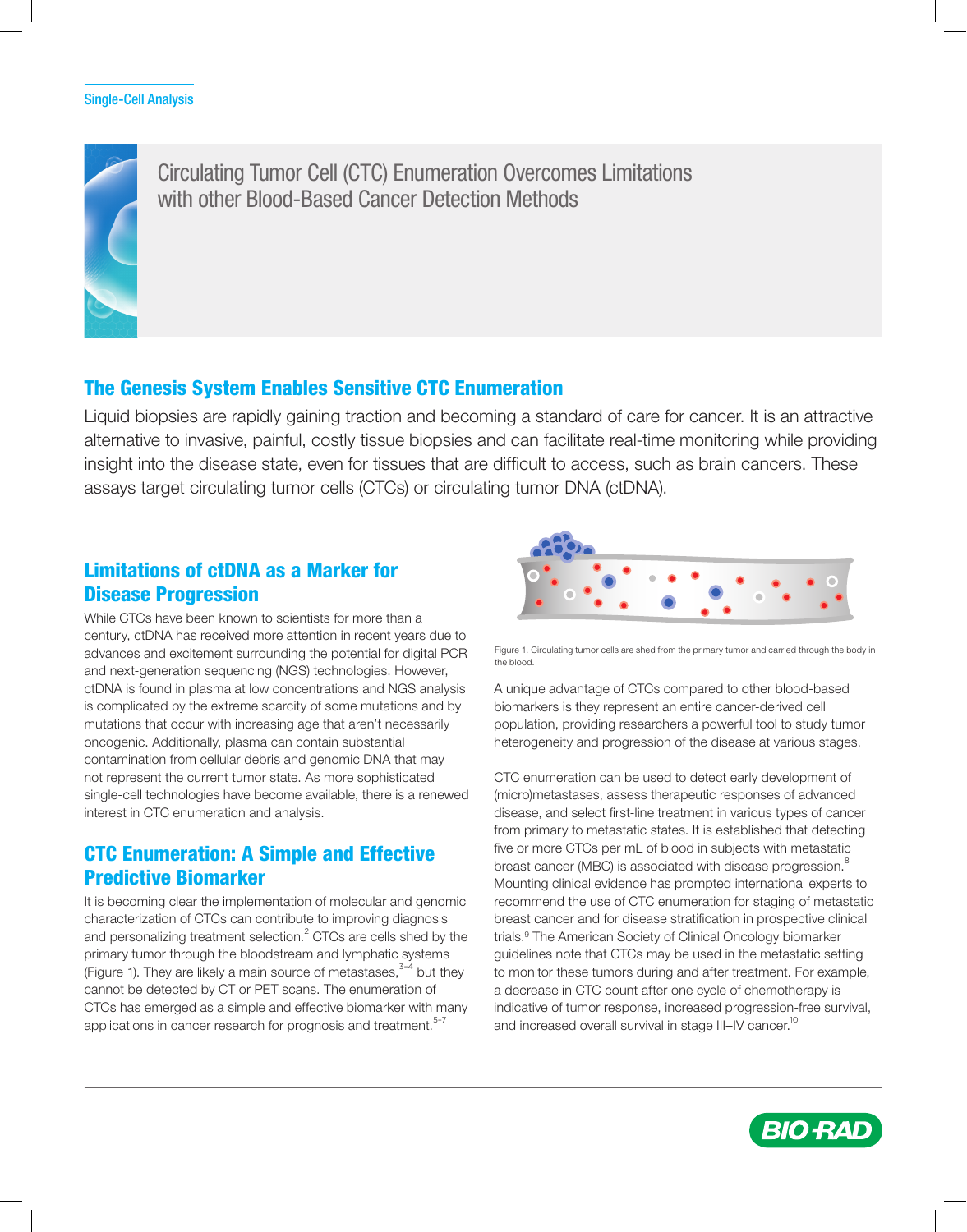Single-Cell Analysis

# Circulating Tumor Cell (CTC) Enumeration Overcomes Limitations with other Blood-Based Cancer Detection Methods

## The Genesis System Enables Sensitive CTC Enumeration

Liquid biopsies are rapidly gaining traction and becoming a standard of care for cancer. It is an attractive alternative to invasive, painful, costly tissue biopsies and can facilitate real-time monitoring while providing insight into the disease state, even for tissues that are difficult to access, such as brain cancers. These assays target circulating tumor cells (CTCs) or circulating tumor DNA (ctDNA).

## Limitations of ctDNA as a Marker for Disease Progression

While CTCs have been known to scientists for more than a century, ctDNA has received more attention in recent years due to advances and excitement surrounding the potential for digital PCR and next-generation sequencing (NGS) technologies. However, ctDNA is found in plasma at low concentrations and NGS analysis is complicated by the extreme scarcity of some mutations and by mutations that occur with increasing age that aren't necessarily oncogenic. Additionally, plasma can contain substantial contamination from cellular debris and genomic DNA that may not represent the current tumor state. As more sophisticated single-cell technologies have become available, there is a renewed interest in CTC enumeration and analysis.

## CTC Enumeration: A Simple and Effective Predictive Biomarker

It is becoming clear that the implementation of molecular and genomic characterization of CTCs can contribute to improving diagnosis and personalizing treatment selection.[2] CTCs are cells shed by the primary tumor through the bloodstream and lymphatic systems (Figure 1). They are likely a main source of metastases,[3–4] but they cannot be detected by CT or PET scans. The enumeration of CTCs has emerged as a simple and effective biomarker with many applications in cancer research for prognosis and treatment.[5–7]

Figure 1. Circulating tumor cells are shed from the primary tumor and carried through the body in the blood.

A unique advantage of CTCs compared to other blood-based biomarkers is they represent an entire cancer-derived cell population, providing researchers a powerful tool to study tumor heterogeneity and progression of the disease at various stages.

CTC enumeration can be used to detect early development of (micro)metastases, assess therapeutic responses of advanced disease, and select first-line treatment in various types of cancer from primary to metastatic states. It is established that detecting five or more CTCs per mL of blood in subjects with metastatic breast cancer (MBC) is associated with disease progression.[8] Mounting clinical evidence has prompted international experts to recommend the use of CTC enumeration for staging of metastatic breast cancer and for disease stratification in prospective clinical trials.[9] The American Society of Clinical Oncology biomarker guidelines note that CTCs may be used in the metastatic setting to monitor these tumors during and after treatment. For example, a decrease in CTC count after one cycle of chemotherapy is indicative of tumor response, increased progression-free survival, and increased overall survival in stage III–IV cancer.[10]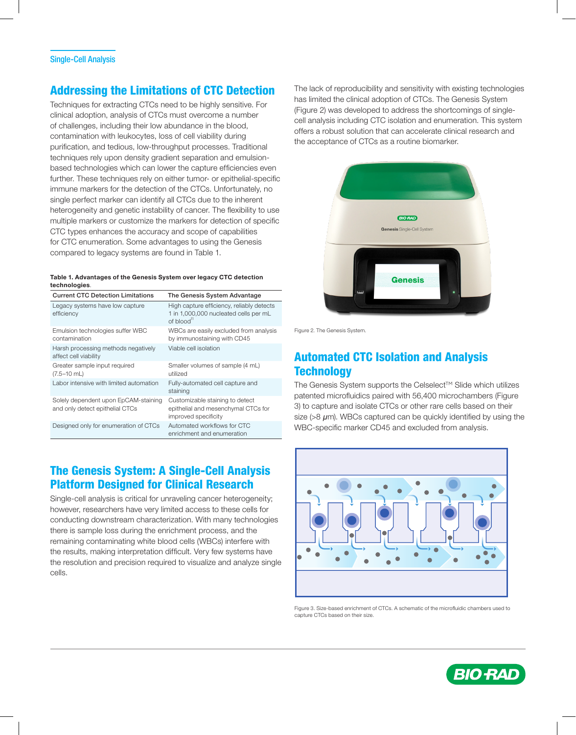## Addressing the Limitations of CTC Detection

Techniques for extracting CTCs need to be highly sensitive. For clinical adoption, analysis of CTCs must overcome a number of challenges, including their low abundance in the blood, contamination with leukocytes, loss of cell viability during purification, and tedious, low-throughput processes. Traditional techniques rely upon density gradient separation and emulsion-based technologies which can lower the capture efficiencies even further. These techniques rely on either tumor- or epithelial-specific immune markers for the detection of the CTCs. Unfortunately, no single perfect marker can identify all CTCs due to the inherent heterogeneity and genetic instability of cancer. The flexibility to use multiple markers or customize the markers for detection of specific CTC types enhances the accuracy and scope of capabilities for CTC enumeration. Some advantages to using the Genesis compared to legacy systems are found in Table 1.

**Table 1. Advantages of the Genesis System over legacy CTC detection technologies.**

| Current CTC Detection Limitations | The Genesis System Advantage |
| --- | --- |
| Legacy systems have low capture efficiency | High capture efficiency, reliably detects 1 in 1,000,000 nucleated cells per mL of blood[11] |
| Emulsion technologies suffer WBC contamination | WBCs are easily excluded from analysis by immunostaining with CD45 |
| Harsh processing methods negatively affect cell viability | Viable cell isolation |
| Greater sample input required (7.5–10 mL) | Smaller volumes of sample (4 mL) utilized |
| Labor intensive with limited automation | Fully-automated cell capture and staining |
| Solely dependent upon EpCAM-staining and only detect epithelial CTCs | Customizable staining to detect epithelial and mesenchymal CTCs for improved specificity |
| Designed only for enumeration of CTCs | Automated workflows for CTC enrichment and enumeration |

## The Genesis System: A Single-Cell Analysis Platform Designed for Clinical Research

Single-cell analysis is critical for unraveling cancer heterogeneity; however, researchers have very limited access to these cells for conducting downstream characterization. With many technologies there is sample loss during the enrichment process, and the remaining contaminating white blood cells (WBCs) interfere with the results, making interpretation difficult. Very few systems have the resolution and precision required to visualize and analyze single cells.

The lack of reproducibility and sensitivity with existing technologies has limited the clinical adoption of CTCs. The Genesis System (Figure 2) was developed to address the shortcomings of single-cell analysis including CTC isolation and enumeration. This system offers a robust solution that can accelerate clinical research and the acceptance of CTCs as a routine biomarker.

Figure 2. The Genesis System.

## Automated CTC Isolation and Analysis Technology

The Genesis System supports the Celselect™ Slide which utilizes patented microfluidics paired with 56,400 microchambers (Figure 3) to capture and isolate CTCs or other rare cells based on their size (>8 µm). WBCs captured can be quickly identified by using the WBC-specific marker CD45 and excluded from analysis.

Figure 3. Size-based enrichment of CTCs. A schematic of the microfluidic chambers used to capture CTCs based on their size.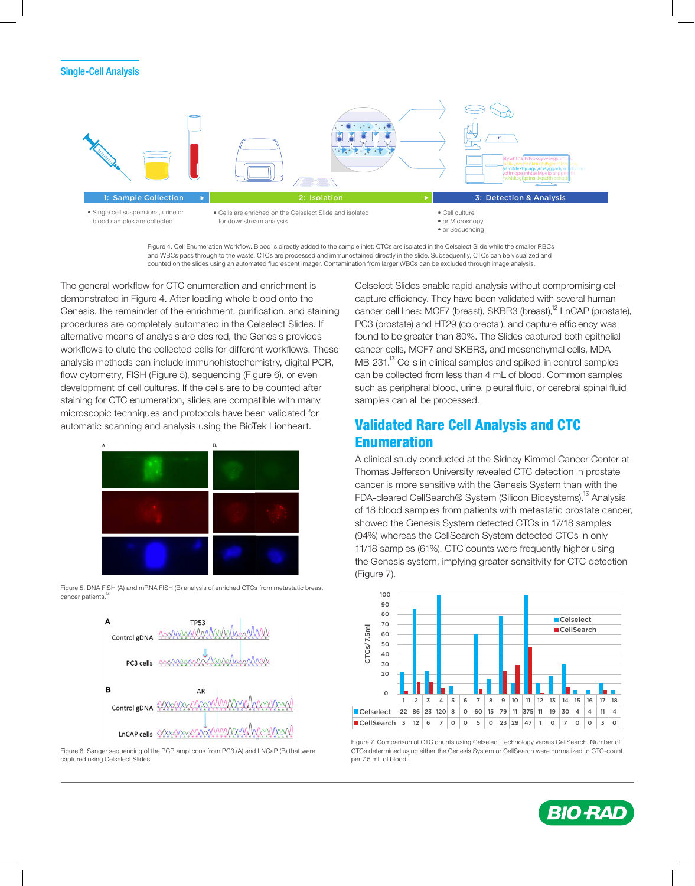## Single-Cell Analysis

1: Sample Collection

- Single cell suspensions, urine or blood samples are collected

2: Isolation

- Cells are enriched on the Celselect Slide and isolated for downstream analysis

3: Detection & Analysis

- Cell culture
- or Microscopy
- or Sequencing

Figure 4. Cell Enumeration Workflow. Blood is directly added to the sample inlet; CTCs are isolated in the Celselect Slide while the smaller RBCs and WBCs pass through to the waste. CTCs are processed and immunostained directly in the slide. Subsequently, CTCs can be visualized and counted on the slides using an automated fluorescent imager. Contamination from larger WBCs can be excluded through image analysis.

The general workflow for CTC enumeration and enrichment is demonstrated in Figure 4. After loading whole blood onto the Genesis, the remainder of the enrichment, purification, and staining procedures are completely automated in the Celselect Slides. If alternative means of analysis are desired, the Genesis provides workflows to elute the collected cells for different workflows. These analysis methods can include immunohistochemistry, digital PCR, flow cytometry, FISH (Figure 5), sequencing (Figure 6), or even development of cell cultures. If the cells are to be counted after staining for CTC enumeration, slides are compatible with many microscopic techniques and protocols have been validated for automatic scanning and analysis using the BioTek Lionheart.

Figure 5. DNA FISH (A) and mRNA FISH (B) analysis of enriched CTCs from metastatic breast cancer patients.[13]

Figure 6. Sanger sequencing of the PCR amplicons from PC3 (A) and LNCaP (B) that were captured using Celselect Slides.

Celselect Slides enable rapid analysis without compromising cell-capture efficiency. They have been validated with several human cancer cell lines: MCF7 (breast), SKBR3 (breast),[12] LNCaP (prostate), PC3 (prostate) and HT29 (colorectal), and capture efficiency was found to be greater than 80%. The Slides captured both epithelial cancer cells, MCF7 and SKBR3, and mesenchymal cells, MDA-MB-231.[13] Cells in clinical samples and spiked-in control samples can be collected from less than 4 mL of blood. Common samples such as peripheral blood, urine, pleural fluid, or cerebral spinal fluid samples can all be processed.

## Validated Rare Cell Analysis and CTC Enumeration

A clinical study conducted at the Sidney Kimmel Cancer Center at Thomas Jefferson University revealed CTC detection in prostate cancer is more sensitive with the Genesis System than with the FDA-cleared CellSearch® System (Silicon Biosystems).[13] Analysis of 18 blood samples from patients with metastatic prostate cancer, showed the Genesis System detected CTCs in 17/18 samples (94%) whereas the CellSearch System detected CTCs in only 11/18 samples (61%). CTC counts were frequently higher using the Genesis system, implying greater sensitivity for CTC detection (Figure 7).

| | 1 | 2 | 3 | 4 | 5 | 6 | 7 | 8 | 9 | 10 | 11 | 12 | 13 | 14 | 15 | 16 | 17 | 18 |
|---|---|---|---|---|---|---|---|---|---|---|---|---|---|---|---|---|---|---|
| Celselect | 22 | 86 | 23 | 120 | 8 | 0 | 60 | 15 | 79 | 11 | 375 | 11 | 19 | 30 | 4 | 4 | 11 | 4 |
| CellSearch | 3 | 12 | 6 | 7 | 0 | 0 | 5 | 0 | 23 | 29 | 47 | 1 | 0 | 7 | 0 | 0 | 3 | 0 |

Figure 7. Comparison of CTC counts using Celselect Technology versus CellSearch. Number of CTCs determined using either the Genesis System or CellSearch were normalized to CTC-count per 7.5 mL of blood.[11]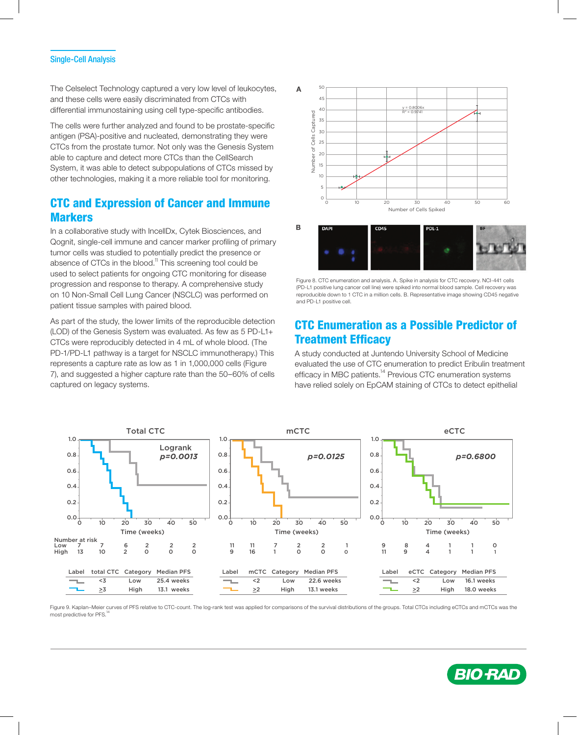The Celselect Technology captured a very low level of leukocytes, and these cells were easily discriminated from CTCs with differential immunostaining using cell type-specific antibodies.

The cells were further analyzed and found to be prostate-specific antigen (PSA)-positive and nucleated, demonstrating they were CTCs from the prostate tumor. Not only was the Genesis System able to capture and detect more CTCs than the CellSearch System, it was able to detect subpopulations of CTCs missed by other technologies, making it a more reliable tool for monitoring.

## CTC and Expression of Cancer and Immune Markers

In a collaborative study with IncellDx, Cytek Biosciences, and Qognit, single-cell immune and cancer marker profiling of primary tumor cells was studied to potentially predict the presence or absence of CTCs in the blood.[11] This screening tool could be used to select patients for ongoing CTC monitoring for disease progression and response to therapy. A comprehensive study on 10 Non-Small Cell Lung Cancer (NSCLC) was performed on patient tissue samples with paired blood.

As part of the study, the lower limits of the reproducible detection (LOD) of the Genesis System was evaluated. As few as 5 PD-L1+ CTCs were reproducibly detected in 4 mL of whole blood. (The PD-1/PD-L1 pathway is a target for NSCLC immunotherapy.) This represents a capture rate as low as 1 in 1,000,000 cells (Figure 7), and suggested a higher capture rate than the 50–60% of cells captured on legacy systems.

Figure 8. CTC enumeration and analysis. A. Spike in analysis for CTC recovery. NCI-441 cells (PD-L1 positive lung cancer cell line) were spiked into normal blood sample. Cell recovery was reproducible down to 1 CTC in a million cells. B. Representative image showing CD45 negative and PD-L1 positive cell.

## CTC Enumeration as a Possible Predictor of Treatment Efficacy

A study conducted at Juntendo University School of Medicine evaluated the use of CTC enumeration to predict Eribulin treatment efficacy in MBC patients.[14] Previous CTC enumeration systems have relied solely on EpCAM staining of CTCs to detect epithelial

Figure 9. Kaplan–Meier curves of PFS relative to CTC-count. The log-rank test was applied for comparisons of the survival distributions of the groups. Total CTCs including eCTCs and mCTCs was the most predictive for PFS.[14]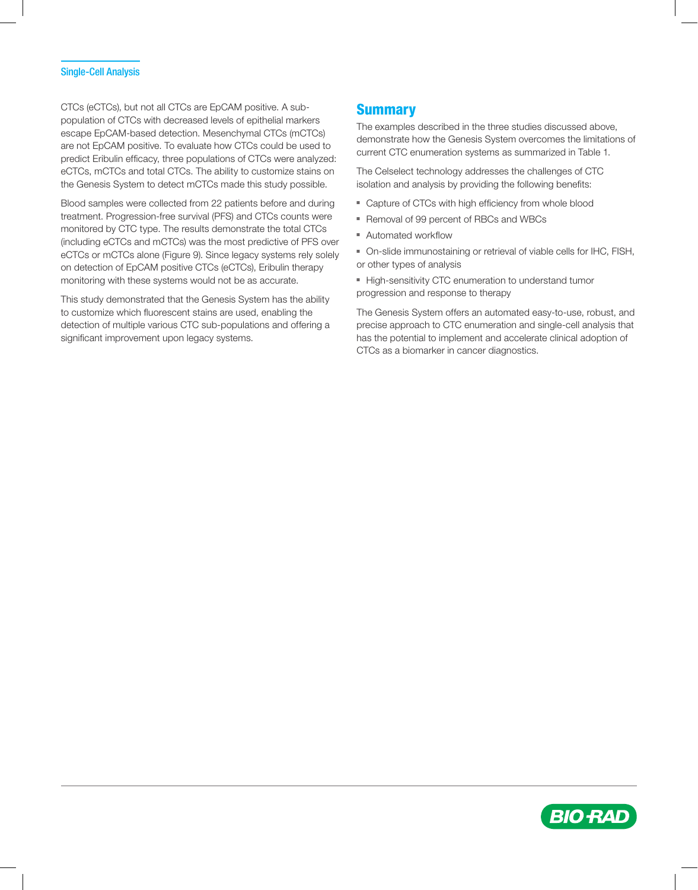CTCs (eCTCs), but not all CTCs are EpCAM positive. A sub-population of CTCs with decreased levels of epithelial markers escape EpCAM-based detection. Mesenchymal CTCs (mCTCs) are not EpCAM positive. To evaluate how CTCs could be used to predict Eribulin efficacy, three populations of CTCs were analyzed: eCTCs, mCTCs and total CTCs. The ability to customize stains on the Genesis System to detect mCTCs made this study possible.

Blood samples were collected from 22 patients before and during treatment. Progression-free survival (PFS) and CTCs counts were monitored by CTC type. The results demonstrate the total CTCs (including eCTCs and mCTCs) was the most predictive of PFS over eCTCs or mCTCs alone (Figure 9). Since legacy systems rely solely on detection of EpCAM positive CTCs (eCTCs), Eribulin therapy monitoring with these systems would not be as accurate.

This study demonstrated that the Genesis System has the ability to customize which fluorescent stains are used, enabling the detection of multiple various CTC sub-populations and offering a significant improvement upon legacy systems.

## Summary

The examples described in the three studies discussed above, demonstrate how the Genesis System overcomes the limitations of current CTC enumeration systems as summarized in Table 1.

The Celselect technology addresses the challenges of CTC isolation and analysis by providing the following benefits:

- Capture of CTCs with high efficiency from whole blood
- Removal of 99 percent of RBCs and WBCs
- Automated workflow
- On-slide immunostaining or retrieval of viable cells for IHC, FISH, or other types of analysis
- High-sensitivity CTC enumeration to understand tumor progression and response to therapy

The Genesis System offers an automated easy-to-use, robust, and precise approach to CTC enumeration and single-cell analysis that has the potential to implement and accelerate clinical adoption of CTCs as a biomarker in cancer diagnostics.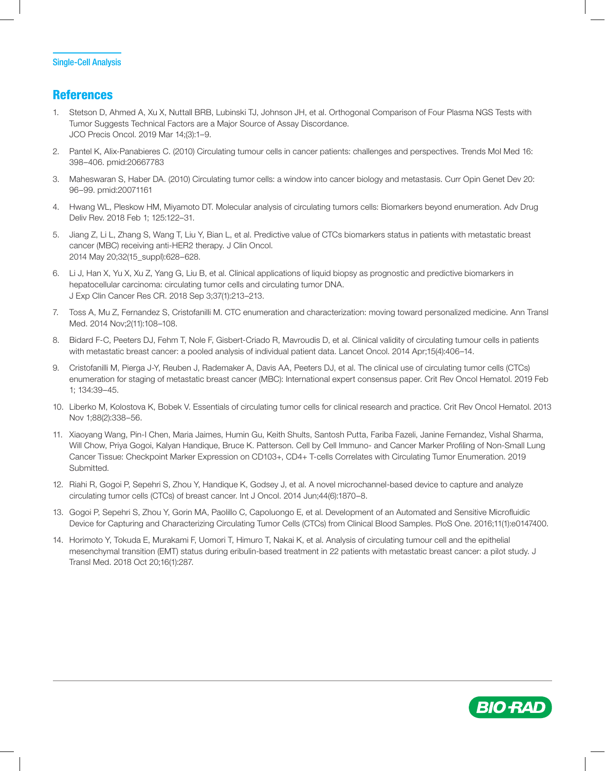## References

1. Stetson D, Ahmed A, Xu X, Nuttall BRB, Lubinski TJ, Johnson JH, et al. Orthogonal Comparison of Four Plasma NGS Tests with Tumor Suggests Technical Factors are a Major Source of Assay Discordance. JCO Precis Oncol. 2019 Mar 14;(3):1–9.
2. Pantel K, Alix-Panabieres C. (2010) Circulating tumour cells in cancer patients: challenges and perspectives. Trends Mol Med 16: 398–406. pmid:20667783
3. Maheswaran S, Haber DA. (2010) Circulating tumor cells: a window into cancer biology and metastasis. Curr Opin Genet Dev 20: 96–99. pmid:20071161
4. Hwang WL, Pleskow HM, Miyamoto DT. Molecular analysis of circulating tumors cells: Biomarkers beyond enumeration. Adv Drug Deliv Rev. 2018 Feb 1; 125:122–31.
5. Jiang Z, Li L, Zhang S, Wang T, Liu Y, Bian L, et al. Predictive value of CTCs biomarkers status in patients with metastatic breast cancer (MBC) receiving anti-HER2 therapy. J Clin Oncol. 2014 May 20;32(15_suppl):628–628.
6. Li J, Han X, Yu X, Xu Z, Yang G, Liu B, et al. Clinical applications of liquid biopsy as prognostic and predictive biomarkers in hepatocellular carcinoma: circulating tumor cells and circulating tumor DNA. J Exp Clin Cancer Res CR. 2018 Sep 3;37(1):213–213.
7. Toss A, Mu Z, Fernandez S, Cristofanilli M. CTC enumeration and characterization: moving toward personalized medicine. Ann Transl Med. 2014 Nov;2(11):108–108.
8. Bidard F-C, Peeters DJ, Fehm T, Nole F, Gisbert-Criado R, Mavroudis D, et al. Clinical validity of circulating tumour cells in patients with metastatic breast cancer: a pooled analysis of individual patient data. Lancet Oncol. 2014 Apr;15(4):406–14.
9. Cristofanilli M, Pierga J-Y, Reuben J, Rademaker A, Davis AA, Peeters DJ, et al. The clinical use of circulating tumor cells (CTCs) enumeration for staging of metastatic breast cancer (MBC): International expert consensus paper. Crit Rev Oncol Hematol. 2019 Feb 1; 134:39–45.
10. Liberko M, Kolostova K, Bobek V. Essentials of circulating tumor cells for clinical research and practice. Crit Rev Oncol Hematol. 2013 Nov 1;88(2):338–56.
11. Xiaoyang Wang, Pin-I Chen, Maria Jaimes, Humin Gu, Keith Shults, Santosh Putta, Fariba Fazeli, Janine Fernandez, Vishal Sharma, Will Chow, Priya Gogoi, Kalyan Handique, Bruce K. Patterson. Cell by Cell Immuno- and Cancer Marker Profiling of Non-Small Lung Cancer Tissue: Checkpoint Marker Expression on CD103+, CD4+ T-cells Correlates with Circulating Tumor Enumeration. 2019 Submitted.
12. Riahi R, Gogoi P, Sepehri S, Zhou Y, Handique K, Godsey J, et al. A novel microchannel-based device to capture and analyze circulating tumor cells (CTCs) of breast cancer. Int J Oncol. 2014 Jun;44(6):1870–8.
13. Gogoi P, Sepehri S, Zhou Y, Gorin MA, Paolillo C, Capoluongo E, et al. Development of an Automated and Sensitive Microfluidic Device for Capturing and Characterizing Circulating Tumor Cells (CTCs) from Clinical Blood Samples. PloS One. 2016;11(1):e0147400.
14. Horimoto Y, Tokuda E, Murakami F, Uomori T, Himuro T, Nakai K, et al. Analysis of circulating tumour cell and the epithelial mesenchymal transition (EMT) status during eribulin-based treatment in 22 patients with metastatic breast cancer: a pilot study. J Transl Med. 2018 Oct 20;16(1):287.